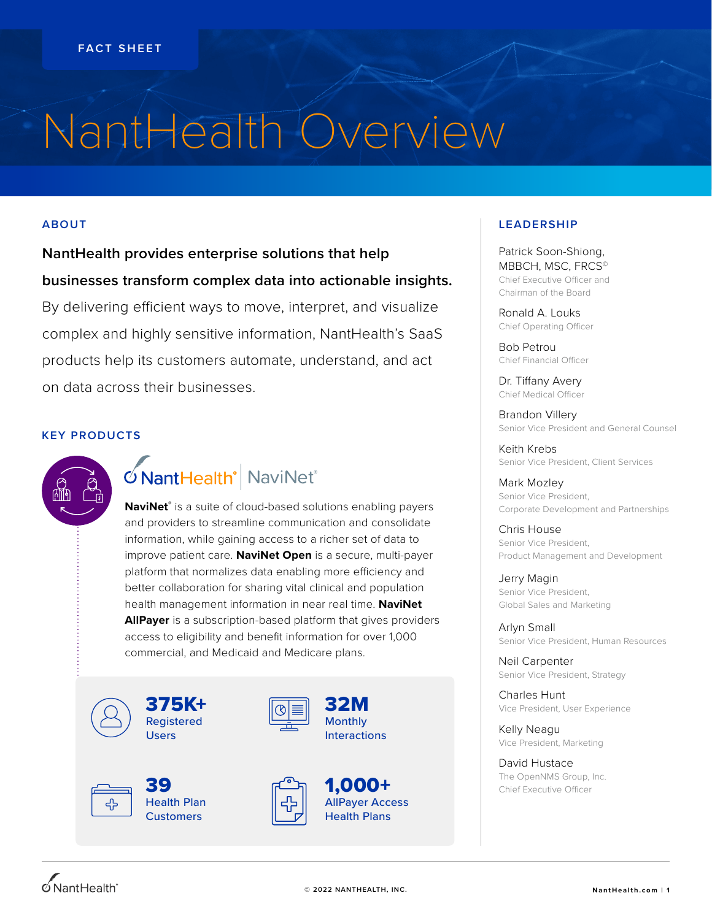FACT SHEET

# NantHealth Overview

## ABOUT

**NantHealth provides enterprise solutions that help businesses transform complex data into actionable insights.** By delivering efficient ways to move, interpret, and visualize complex and highly sensitive information, NantHealth's SaaS products help its customers automate, understand, and act on data across their businesses.

## KEY PRODUCTS

NantHealth® | NaviNet®

**NaviNet**® is a suite of cloud-based solutions enabling payers and providers to streamline communication and consolidate information, while gaining access to a richer set of data to improve patient care. **NaviNet Open** is a secure, multi-payer platform that normalizes data enabling more efficiency and better collaboration for sharing vital clinical and population health management information in near real time. **NaviNet AllPayer** is a subscription-based platform that gives providers access to eligibility and benefit information for over 1,000 commercial, and Medicaid and Medicare plans.

**375K+** Registered Users

**32M** Monthly Interactions

**39** Health Plan Customers

**1,000+** AllPayer Access Health Plans

## LEADERSHIP

Patrick Soon-Shiong, MBBCH, MSC, FRCS©
Chief Executive Officer and Chairman of the Board

Ronald A. Louks
Chief Operating Officer

Bob Petrou
Chief Financial Officer

Dr. Tiffany Avery
Chief Medical Officer

Brandon Villery
Senior Vice President and General Counsel

Keith Krebs
Senior Vice President, Client Services

Mark Mozley
Senior Vice President, Corporate Development and Partnerships

Chris House
Senior Vice President, Product Management and Development

Jerry Magin
Senior Vice President, Global Sales and Marketing

Arlyn Small
Senior Vice President, Human Resources

Neil Carpenter
Senior Vice President, Strategy

Charles Hunt
Vice President, User Experience

Kelly Neagu
Vice President, Marketing

David Hustace
The OpenNMS Group, Inc.
Chief Executive Officer

© 2022 NANTHEALTH, INC.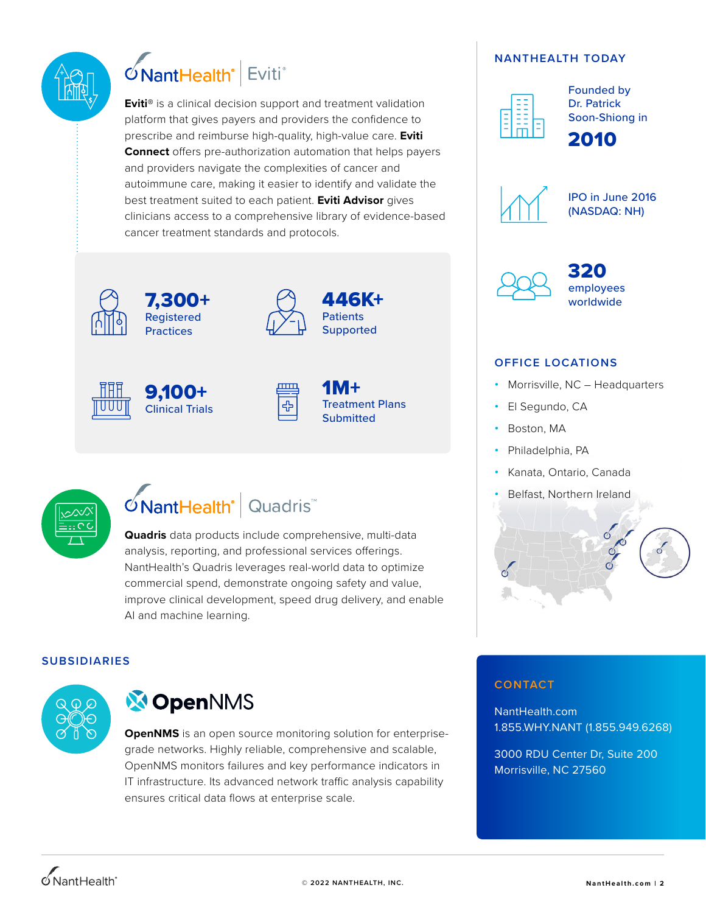## NantHealth | Eviti®

**Eviti®** is a clinical decision support and treatment validation platform that gives payers and providers the confidence to prescribe and reimburse high-quality, high-value care. **Eviti Connect** offers pre-authorization automation that helps payers and providers navigate the complexities of cancer and autoimmune care, making it easier to identify and validate the best treatment suited to each patient. **Eviti Advisor** gives clinicians access to a comprehensive library of evidence-based cancer treatment standards and protocols.

**7,300+** Registered Practices

**446K+** Patients Supported

**9,100+** Clinical Trials

**1M+** Treatment Plans Submitted

## NantHealth | Quadris™

**Quadris** data products include comprehensive, multi-data analysis, reporting, and professional services offerings. NantHealth's Quadris leverages real-world data to optimize commercial spend, demonstrate ongoing safety and value, improve clinical development, speed drug delivery, and enable AI and machine learning.

## SUBSIDIARIES

### OpenNMS

**OpenNMS** is an open source monitoring solution for enterprise-grade networks. Highly reliable, comprehensive and scalable, OpenNMS monitors failures and key performance indicators in IT infrastructure. Its advanced network traffic analysis capability ensures critical data flows at enterprise scale.

## NANTHEALTH TODAY

Founded by Dr. Patrick Soon-Shiong in **2010**

IPO in June 2016 (NASDAQ: NH)

**320** employees worldwide

## OFFICE LOCATIONS

- Morrisville, NC – Headquarters
- El Segundo, CA
- Boston, MA
- Philadelphia, PA
- Kanata, Ontario, Canada
- Belfast, Northern Ireland

## CONTACT

NantHealth.com
1.855.WHY.NANT (1.855.949.6268)

3000 RDU Center Dr, Suite 200
Morrisville, NC 27560

© 2022 NANTHEALTH, INC.